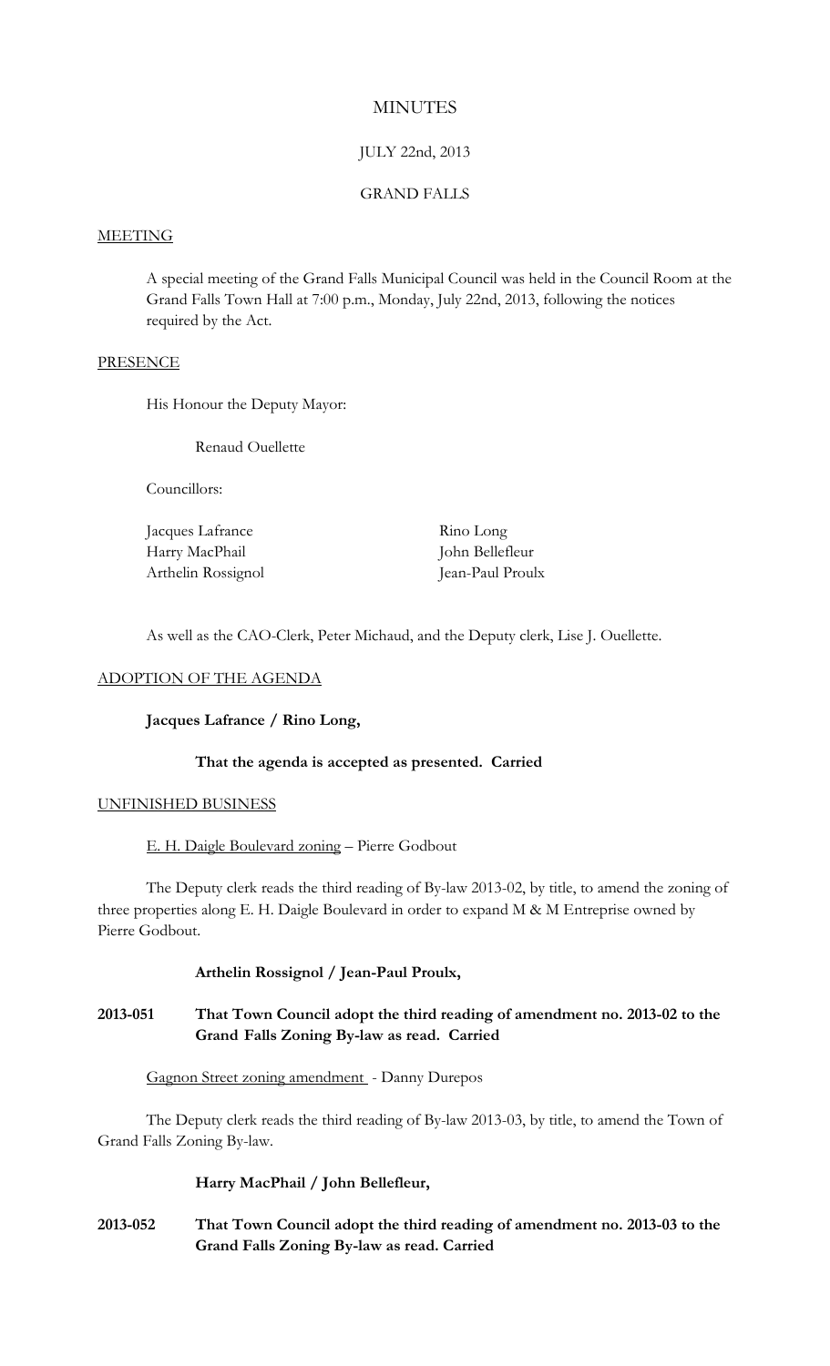# MINUTES

## JULY 22nd, 2013

## GRAND FALLS

### MEETING

A special meeting of the Grand Falls Municipal Council was held in the Council Room at the Grand Falls Town Hall at 7:00 p.m., Monday, July 22nd, 2013, following the notices required by the Act.

### PRESENCE

His Honour the Deputy Mayor:

Renaud Ouellette

Councillors:

| | |
|---|---|
| Jacques Lafrance | Rino Long |
| Harry MacPhail | John Bellefleur |
| Arthelin Rossignol | Jean-Paul Proulx |

As well as the CAO-Clerk, Peter Michaud, and the Deputy clerk, Lise J. Ouellette.

### ADOPTION OF THE AGENDA

**Jacques Lafrance / Rino Long,**

**That the agenda is accepted as presented. Carried**

### UNFINISHED BUSINESS

E. H. Daigle Boulevard zoning – Pierre Godbout

The Deputy clerk reads the third reading of By-law 2013-02, by title, to amend the zoning of three properties along E. H. Daigle Boulevard in order to expand M & M Entreprise owned by Pierre Godbout.

**Arthelin Rossignol / Jean-Paul Proulx,**

**2013-051 That Town Council adopt the third reading of amendment no. 2013-02 to the Grand Falls Zoning By-law as read. Carried**

Gagnon Street zoning amendment - Danny Durepos

The Deputy clerk reads the third reading of By-law 2013-03, by title, to amend the Town of Grand Falls Zoning By-law.

**Harry MacPhail / John Bellefleur,**

**2013-052 That Town Council adopt the third reading of amendment no. 2013-03 to the Grand Falls Zoning By-law as read. Carried**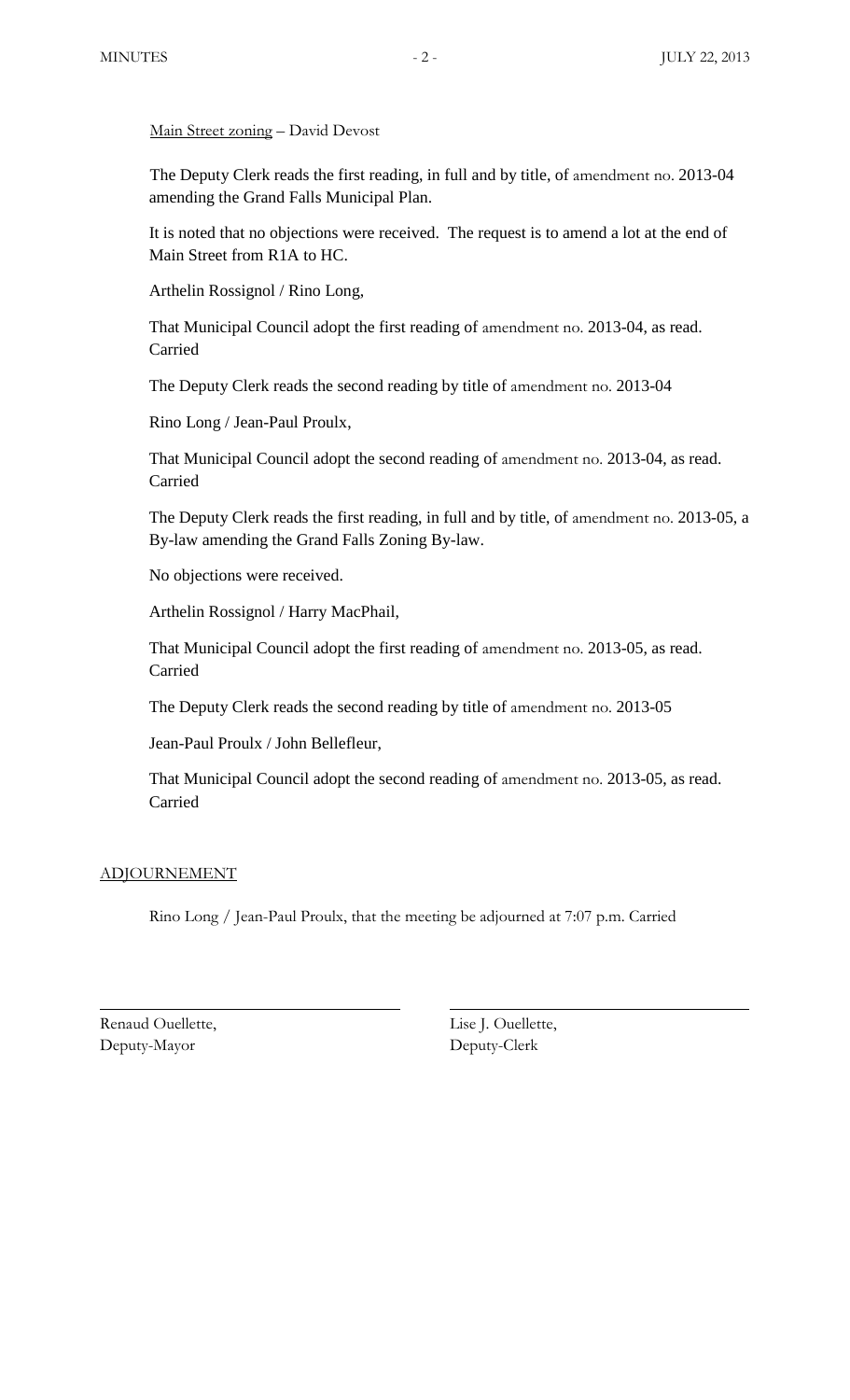Main Street zoning – David Devost

The Deputy Clerk reads the first reading, in full and by title, of amendment no. 2013-04 amending the Grand Falls Municipal Plan.

It is noted that no objections were received. The request is to amend a lot at the end of Main Street from R1A to HC.

Arthelin Rossignol / Rino Long,

That Municipal Council adopt the first reading of amendment no. 2013-04, as read.
Carried

The Deputy Clerk reads the second reading by title of amendment no. 2013-04

Rino Long / Jean-Paul Proulx,

That Municipal Council adopt the second reading of amendment no. 2013-04, as read.
Carried

The Deputy Clerk reads the first reading, in full and by title, of amendment no. 2013-05, a By-law amending the Grand Falls Zoning By-law.

No objections were received.

Arthelin Rossignol / Harry MacPhail,

That Municipal Council adopt the first reading of amendment no. 2013-05, as read.
Carried

The Deputy Clerk reads the second reading by title of amendment no. 2013-05

Jean-Paul Proulx / John Bellefleur,

That Municipal Council adopt the second reading of amendment no. 2013-05, as read.
Carried

ADJOURNEMENT

Rino Long / Jean-Paul Proulx, that the meeting be adjourned at 7:07 p.m. Carried

Renaud Ouellette,
Deputy-Mayor

Lise J. Ouellette,
Deputy-Clerk